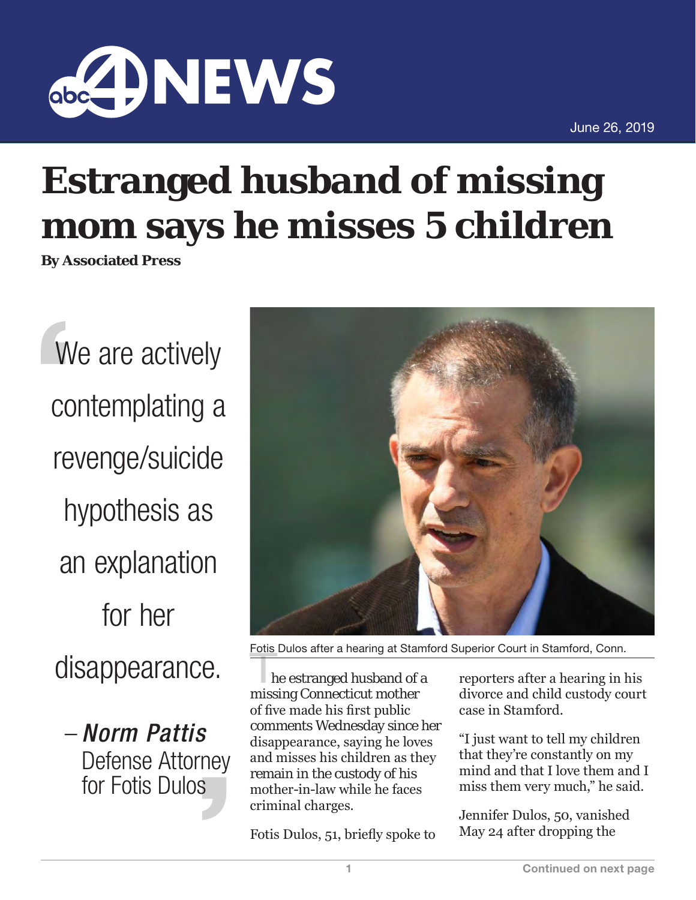June 26, 2019

# Estranged husband of missing mom says he misses 5 children

**By Associated Press**

> We are actively contemplating a revenge/suicide hypothesis as an explanation for her disappearance.
>
> – ***Norm Pattis*** Defense Attorney for Fotis Dulos

Fotis Dulos after a hearing at Stamford Superior Court in Stamford, Conn.

The estranged husband of a missing Connecticut mother of five made his first public comments Wednesday since her disappearance, saying he loves and misses his children as they remain in the custody of his mother-in-law while he faces criminal charges.

Fotis Dulos, 51, briefly spoke to reporters after a hearing in his divorce and child custody court case in Stamford.

"I just want to tell my children that they're constantly on my mind and that I love them and I miss them very much," he said.

Jennifer Dulos, 50, vanished May 24 after dropping the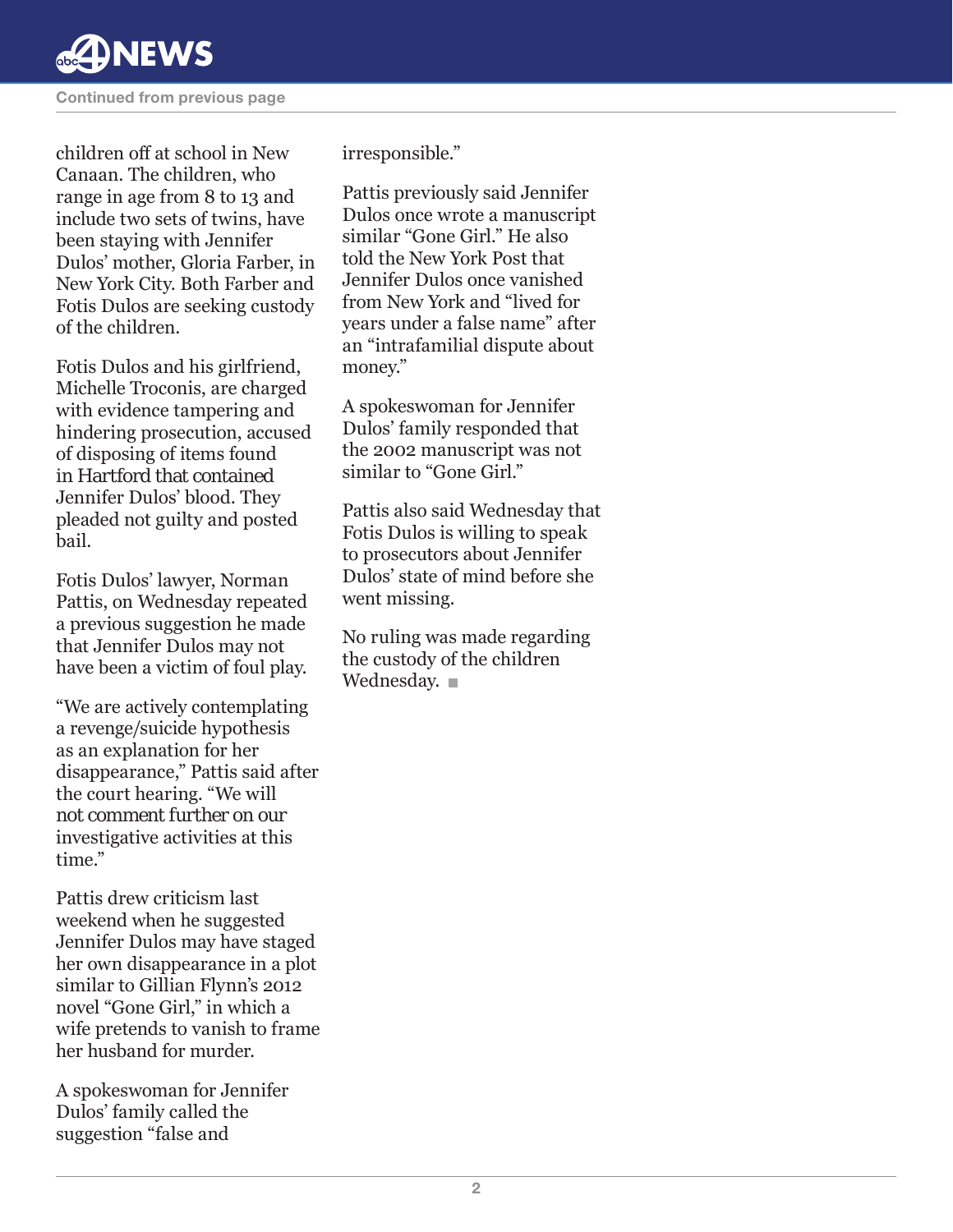Continued from previous page

children off at school in New Canaan. The children, who range in age from 8 to 13 and include two sets of twins, have been staying with Jennifer Dulos' mother, Gloria Farber, in New York City. Both Farber and Fotis Dulos are seeking custody of the children.

Fotis Dulos and his girlfriend, Michelle Troconis, are charged with evidence tampering and hindering prosecution, accused of disposing of items found in Hartford that contained Jennifer Dulos' blood. They pleaded not guilty and posted bail.

Fotis Dulos' lawyer, Norman Pattis, on Wednesday repeated a previous suggestion he made that Jennifer Dulos may not have been a victim of foul play.

"We are actively contemplating a revenge/suicide hypothesis as an explanation for her disappearance," Pattis said after the court hearing. "We will not comment further on our investigative activities at this time."

Pattis drew criticism last weekend when he suggested Jennifer Dulos may have staged her own disappearance in a plot similar to Gillian Flynn's 2012 novel "Gone Girl," in which a wife pretends to vanish to frame her husband for murder.

A spokeswoman for Jennifer Dulos' family called the suggestion "false and irresponsible."

Pattis previously said Jennifer Dulos once wrote a manuscript similar "Gone Girl." He also told the New York Post that Jennifer Dulos once vanished from New York and "lived for years under a false name" after an "intrafamilial dispute about money."

A spokeswoman for Jennifer Dulos' family responded that the 2002 manuscript was not similar to "Gone Girl."

Pattis also said Wednesday that Fotis Dulos is willing to speak to prosecutors about Jennifer Dulos' state of mind before she went missing.

No ruling was made regarding the custody of the children Wednesday.